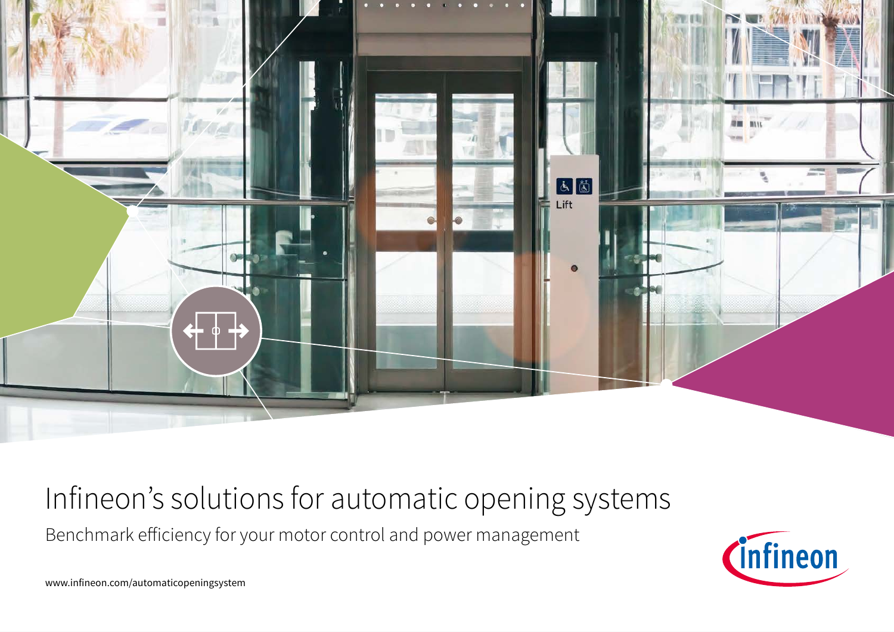# Infineon's solutions for automatic opening systems

Benchmark efficiency for your motor control and power management

www.infineon.com/automaticopeningsystem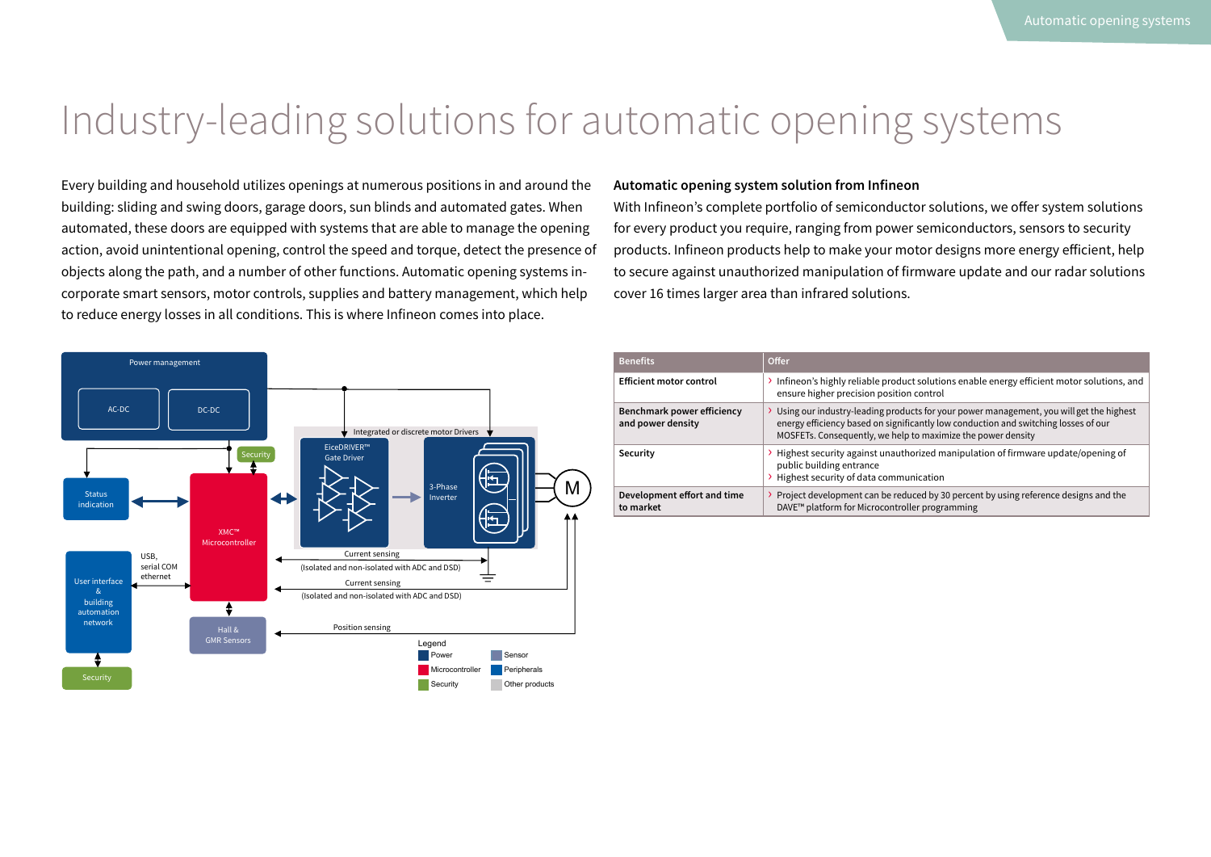# Industry-leading solutions for automatic opening systems

Every building and household utilizes openings at numerous positions in and around the building: sliding and swing doors, garage doors, sun blinds and automated gates. When automated, these doors are equipped with systems that are able to manage the opening action, avoid unintentional opening, control the speed and torque, detect the presence of objects along the path, and a number of other functions. Automatic opening systems incorporate smart sensors, motor controls, supplies and battery management, which help to reduce energy losses in all conditions. This is where Infineon comes into place.

## Automatic opening system solution from Infineon

With Infineon's complete portfolio of semiconductor solutions, we offer system solutions for every product you require, ranging from power semiconductors, sensors to security products. Infineon products help to make your motor designs more energy efficient, help to secure against unauthorized manipulation of firmware update and our radar solutions cover 16 times larger area than infrared solutions.

Power management

AC-DC

DC-DC

Security

Integrated or discrete motor Drivers

EiceDRIVER™ Gate Driver

3-Phase Inverter

M

Status indication

XMC™ Microcontroller

Current sensing (Isolated and non-isolated with ADC and DSD)

Current sensing (Isolated and non-isolated with ADC and DSD)

User interface & building automation network

USB, serial COM ethernet

Hall & GMR Sensors

Position sensing

Security

Legend: Power, Microcontroller, Security, Sensor, Peripherals, Other products

| Benefits | Offer |
|---|---|
| **Efficient motor control** | › Infineon's highly reliable product solutions enable energy efficient motor solutions, and ensure higher precision position control |
| **Benchmark power efficiency and power density** | › Using our industry-leading products for your power management, you will get the highest energy efficiency based on significantly low conduction and switching losses of our MOSFETs. Consequently, we help to maximize the power density |
| **Security** | › Highest security against unauthorized manipulation of firmware update/opening of public building entrance<br>› Highest security of data communication |
| **Development effort and time to market** | › Project development can be reduced by 30 percent by using reference designs and the DAVE™ platform for Microcontroller programming |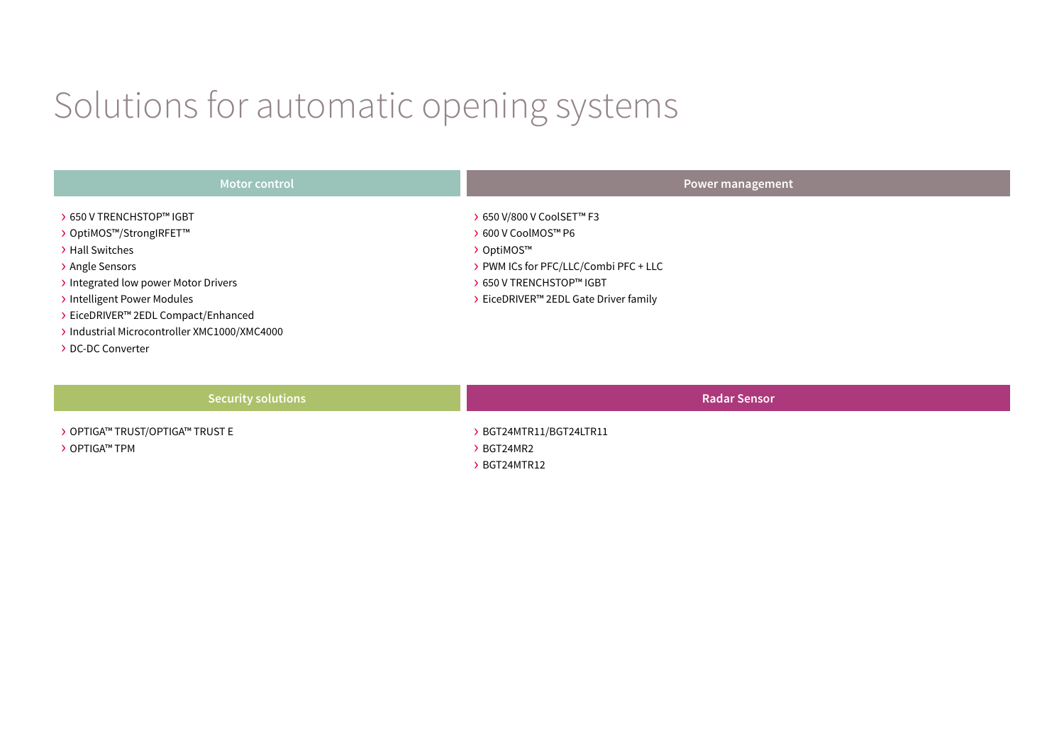# Solutions for automatic opening systems

## Motor control

- 650 V TRENCHSTOP™ IGBT
- OptiMOS™/StrongIRFET™
- Hall Switches
- Angle Sensors
- Integrated low power Motor Drivers
- Intelligent Power Modules
- EiceDRIVER™ 2EDL Compact/Enhanced
- Industrial Microcontroller XMC1000/XMC4000
- DC-DC Converter

## Power management

- 650 V/800 V CoolSET™ F3
- 600 V CoolMOS™ P6
- OptiMOS™
- PWM ICs for PFC/LLC/Combi PFC + LLC
- 650 V TRENCHSTOP™ IGBT
- EiceDRIVER™ 2EDL Gate Driver family

## Security solutions

- OPTIGA™ TRUST/OPTIGA™ TRUST E
- OPTIGA™ TPM

## Radar Sensor

- BGT24MTR11/BGT24LTR11
- BGT24MR2
- BGT24MTR12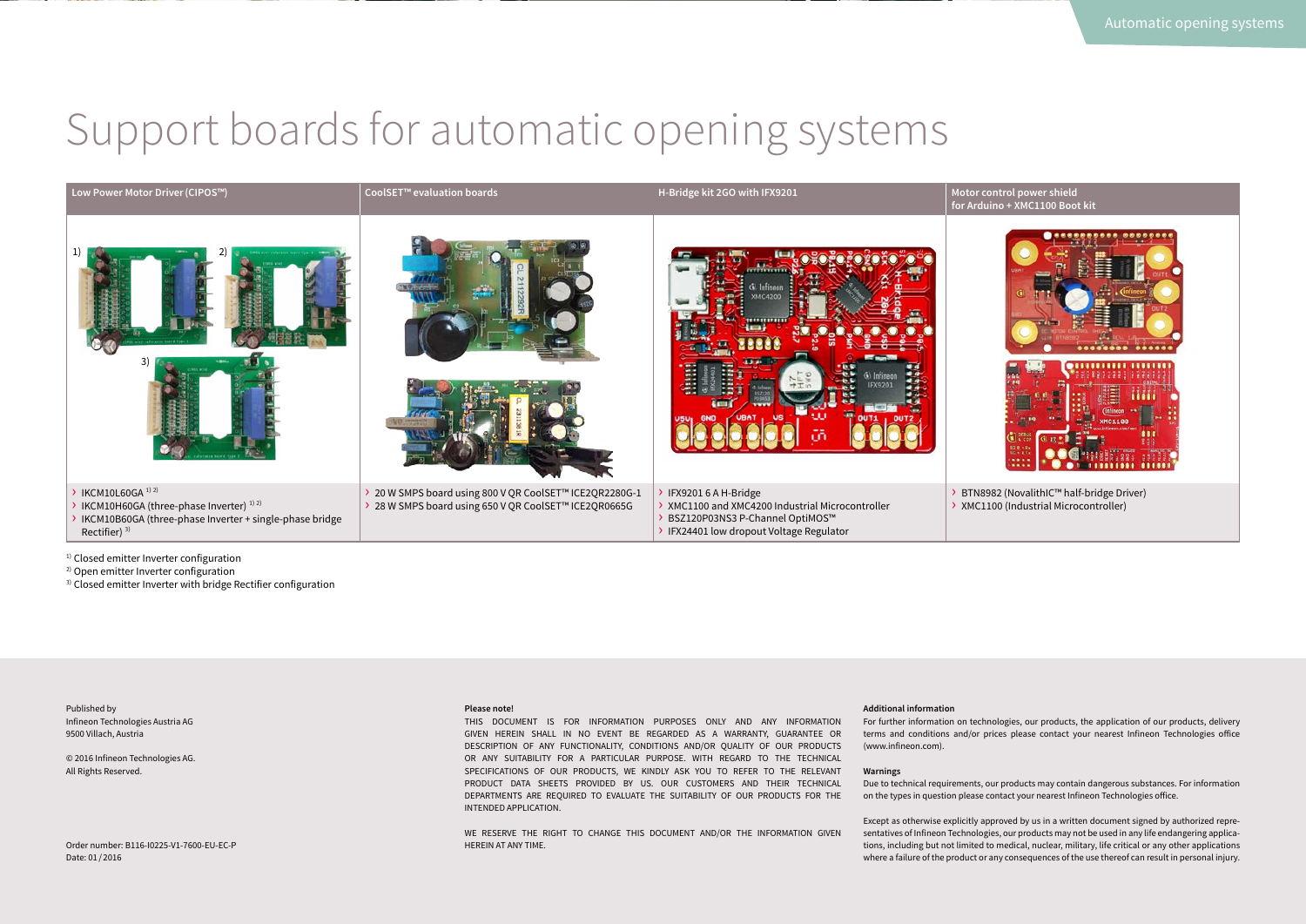# Support boards for automatic opening systems

| Low Power Motor Driver (CIPOS™) | CoolSET™ evaluation boards | H-Bridge kit 2GO with IFX9201 | Motor control power shield for Arduino + XMC1100 Boot kit |
|---|---|---|---|
| 1) 2) 3) | | | |
| › IKCM10L60GA [1) 2)]<br>› IKCM10H60GA (three-phase Inverter) [1) 2)]<br>› IKCM10B60GA (three-phase Inverter + single-phase bridge Rectifier) [3)] | › 20 W SMPS board using 800 V QR CoolSET™ ICE2QR2280G-1<br>› 28 W SMPS board using 650 V QR CoolSET™ ICE2QR0665G | › IFX9201 6 A H-Bridge<br>› XMC1100 and XMC4200 Industrial Microcontroller<br>› BSZ120P03NS3 P-Channel OptiMOS™<br>› IFX24401 low dropout Voltage Regulator | › BTN8982 (NovalithIC™ half-bridge Driver)<br>› XMC1100 (Industrial Microcontroller) |

[1)] Closed emitter Inverter configuration
[2)] Open emitter Inverter configuration
[3)] Closed emitter Inverter with bridge Rectifier configuration

Published by
Infineon Technologies Austria AG
9500 Villach, Austria

© 2016 Infineon Technologies AG.
All Rights Reserved.

Order number: B116-I0225-V1-7600-EU-EC-P
Date: 01 / 2016

**Please note!**

THIS DOCUMENT IS FOR INFORMATION PURPOSES ONLY AND ANY INFORMATION GIVEN HEREIN SHALL IN NO EVENT BE REGARDED AS A WARRANTY, GUARANTEE OR DESCRIPTION OF ANY FUNCTIONALITY, CONDITIONS AND/OR QUALITY OF OUR PRODUCTS OR ANY SUITABILITY FOR A PARTICULAR PURPOSE. WITH REGARD TO THE TECHNICAL SPECIFICATIONS OF OUR PRODUCTS, WE KINDLY ASK YOU TO REFER TO THE RELEVANT PRODUCT DATA SHEETS PROVIDED BY US. OUR CUSTOMERS AND THEIR TECHNICAL DEPARTMENTS ARE REQUIRED TO EVALUATE THE SUITABILITY OF OUR PRODUCTS FOR THE INTENDED APPLICATION.

WE RESERVE THE RIGHT TO CHANGE THIS DOCUMENT AND/OR THE INFORMATION GIVEN HEREIN AT ANY TIME.

**Additional information**

For further information on technologies, our products, the application of our products, delivery terms and conditions and/or prices please contact your nearest Infineon Technologies office (www.infineon.com).

**Warnings**

Due to technical requirements, our products may contain dangerous substances. For information on the types in question please contact your nearest Infineon Technologies office.

Except as otherwise explicitly approved by us in a written document signed by authorized representatives of Infineon Technologies, our products may not be used in any life endangering applications, including but not limited to medical, nuclear, military, life critical or any other applications where a failure of the product or any consequences of the use thereof can result in personal injury.